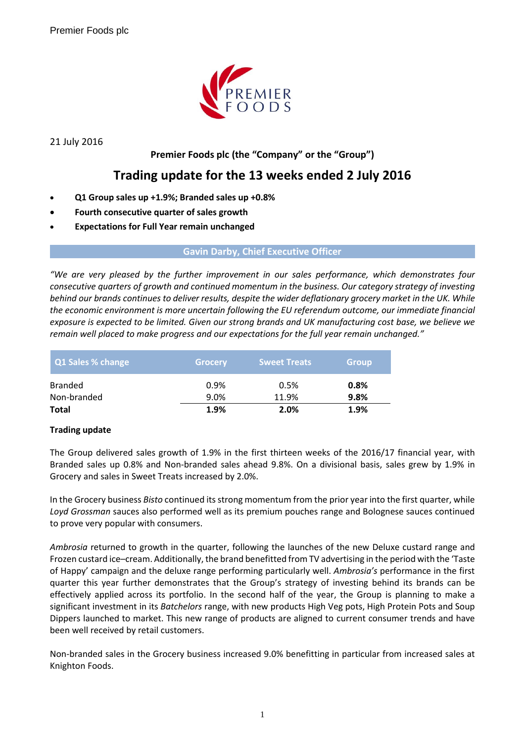21 July 2016

**Premier Foods plc (the "Company" or the "Group")**

# Trading update for the 13 weeks ended 2 July 2016

- **Q1 Group sales up +1.9%; Branded sales up +0.8%**
- **Fourth consecutive quarter of sales growth**
- **Expectations for Full Year remain unchanged**

## Gavin Darby, Chief Executive Officer

*"We are very pleased by the further improvement in our sales performance, which demonstrates four consecutive quarters of growth and continued momentum in the business. Our category strategy of investing behind our brands continues to deliver results, despite the wider deflationary grocery market in the UK. While the economic environment is more uncertain following the EU referendum outcome, our immediate financial exposure is expected to be limited. Given our strong brands and UK manufacturing cost base, we believe we remain well placed to make progress and our expectations for the full year remain unchanged."*

| Q1 Sales % change | Grocery | Sweet Treats | Group |
|---|---|---|---|
| Branded | 0.9% | 0.5% | **0.8%** |
| Non-branded | 9.0% | 11.9% | **9.8%** |
| **Total** | **1.9%** | **2.0%** | **1.9%** |

**Trading update**

The Group delivered sales growth of 1.9% in the first thirteen weeks of the 2016/17 financial year, with Branded sales up 0.8% and Non-branded sales ahead 9.8%. On a divisional basis, sales grew by 1.9% in Grocery and sales in Sweet Treats increased by 2.0%.

In the Grocery business *Bisto* continued its strong momentum from the prior year into the first quarter, while *Loyd Grossman* sauces also performed well as its premium pouches range and Bolognese sauces continued to prove very popular with consumers.

*Ambrosia* returned to growth in the quarter, following the launches of the new Deluxe custard range and Frozen custard ice–cream. Additionally, the brand benefitted from TV advertising in the period with the 'Taste of Happy' campaign and the deluxe range performing particularly well. *Ambrosia's* performance in the first quarter this year further demonstrates that the Group's strategy of investing behind its brands can be effectively applied across its portfolio. In the second half of the year, the Group is planning to make a significant investment in its *Batchelors* range, with new products High Veg pots, High Protein Pots and Soup Dippers launched to market. This new range of products are aligned to current consumer trends and have been well received by retail customers.

Non-branded sales in the Grocery business increased 9.0% benefitting in particular from increased sales at Knighton Foods.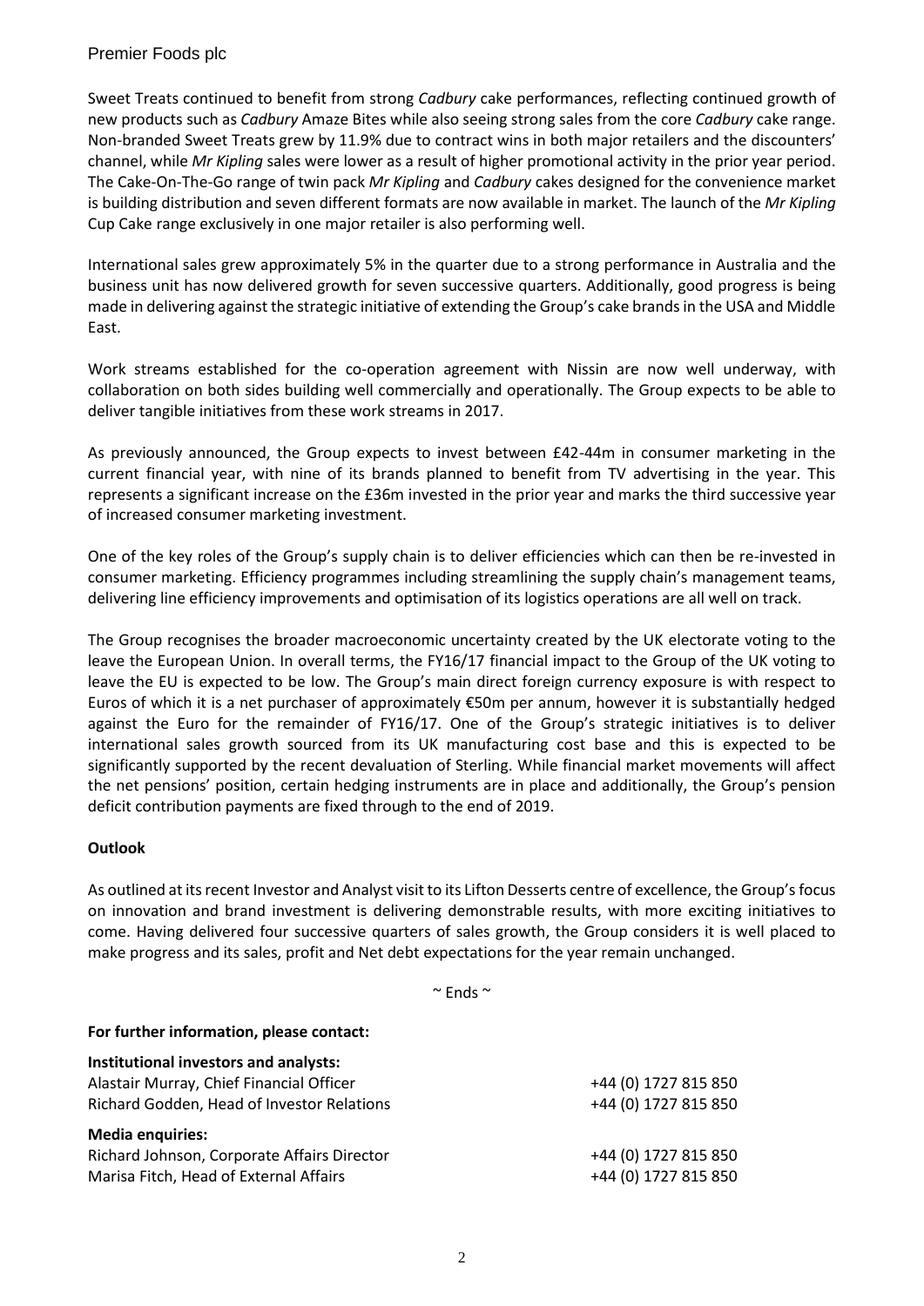Sweet Treats continued to benefit from strong *Cadbury* cake performances, reflecting continued growth of new products such as *Cadbury* Amaze Bites while also seeing strong sales from the core *Cadbury* cake range. Non-branded Sweet Treats grew by 11.9% due to contract wins in both major retailers and the discounters' channel, while *Mr Kipling* sales were lower as a result of higher promotional activity in the prior year period. The Cake-On-The-Go range of twin pack *Mr Kipling* and *Cadbury* cakes designed for the convenience market is building distribution and seven different formats are now available in market. The launch of the *Mr Kipling* Cup Cake range exclusively in one major retailer is also performing well.

International sales grew approximately 5% in the quarter due to a strong performance in Australia and the business unit has now delivered growth for seven successive quarters. Additionally, good progress is being made in delivering against the strategic initiative of extending the Group's cake brands in the USA and Middle East.

Work streams established for the co-operation agreement with Nissin are now well underway, with collaboration on both sides building well commercially and operationally. The Group expects to be able to deliver tangible initiatives from these work streams in 2017.

As previously announced, the Group expects to invest between £42-44m in consumer marketing in the current financial year, with nine of its brands planned to benefit from TV advertising in the year. This represents a significant increase on the £36m invested in the prior year and marks the third successive year of increased consumer marketing investment.

One of the key roles of the Group's supply chain is to deliver efficiencies which can then be re-invested in consumer marketing. Efficiency programmes including streamlining the supply chain's management teams, delivering line efficiency improvements and optimisation of its logistics operations are all well on track.

The Group recognises the broader macroeconomic uncertainty created by the UK electorate voting to the leave the European Union. In overall terms, the FY16/17 financial impact to the Group of the UK voting to leave the EU is expected to be low. The Group's main direct foreign currency exposure is with respect to Euros of which it is a net purchaser of approximately €50m per annum, however it is substantially hedged against the Euro for the remainder of FY16/17. One of the Group's strategic initiatives is to deliver international sales growth sourced from its UK manufacturing cost base and this is expected to be significantly supported by the recent devaluation of Sterling. While financial market movements will affect the net pensions' position, certain hedging instruments are in place and additionally, the Group's pension deficit contribution payments are fixed through to the end of 2019.

**Outlook**

As outlined at its recent Investor and Analyst visit to its Lifton Desserts centre of excellence, the Group's focus on innovation and brand investment is delivering demonstrable results, with more exciting initiatives to come. Having delivered four successive quarters of sales growth, the Group considers it is well placed to make progress and its sales, profit and Net debt expectations for the year remain unchanged.

~ Ends ~

**For further information, please contact:**

**Institutional investors and analysts:**

| | |
|---|---|
| Alastair Murray, Chief Financial Officer | +44 (0) 1727 815 850 |
| Richard Godden, Head of Investor Relations | +44 (0) 1727 815 850 |

**Media enquiries:**

| | |
|---|---|
| Richard Johnson, Corporate Affairs Director | +44 (0) 1727 815 850 |
| Marisa Fitch, Head of External Affairs | +44 (0) 1727 815 850 |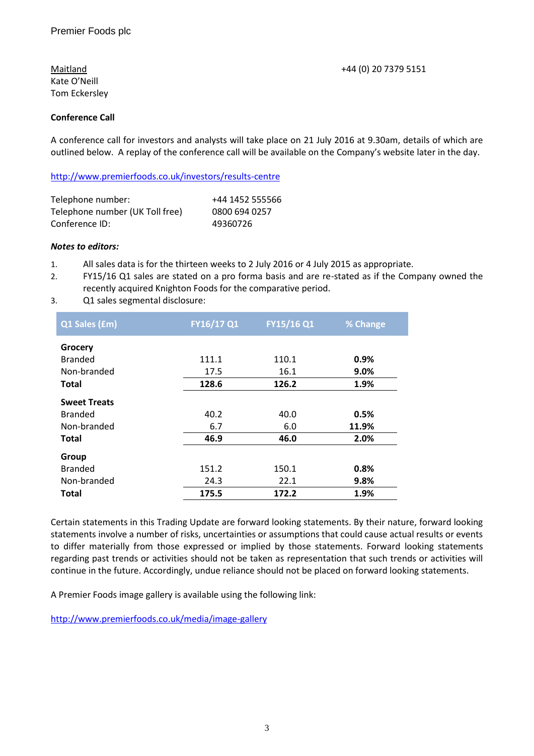Premier Foods plc

Maitland
Kate O'Neill
Tom Eckersley

+44 (0) 20 7379 5151

**Conference Call**

A conference call for investors and analysts will take place on 21 July 2016 at 9.30am, details of which are outlined below. A replay of the conference call will be available on the Company's website later in the day.

http://www.premierfoods.co.uk/investors/results-centre

| | |
|---|---|
| Telephone number: | +44 1452 555566 |
| Telephone number (UK Toll free) | 0800 694 0257 |
| Conference ID: | 49360726 |

***Notes to editors:***

1. All sales data is for the thirteen weeks to 2 July 2016 or 4 July 2015 as appropriate.
2. FY15/16 Q1 sales are stated on a pro forma basis and are re-stated as if the Company owned the recently acquired Knighton Foods for the comparative period.
3. Q1 sales segmental disclosure:

| Q1 Sales (£m) | FY16/17 Q1 | FY15/16 Q1 | % Change |
|---|---|---|---|
| **Grocery** | | | |
| Branded | 111.1 | 110.1 | **0.9%** |
| Non-branded | 17.5 | 16.1 | **9.0%** |
| **Total** | **128.6** | **126.2** | **1.9%** |
| **Sweet Treats** | | | |
| Branded | 40.2 | 40.0 | **0.5%** |
| Non-branded | 6.7 | 6.0 | **11.9%** |
| **Total** | **46.9** | **46.0** | **2.0%** |
| **Group** | | | |
| Branded | 151.2 | 150.1 | **0.8%** |
| Non-branded | 24.3 | 22.1 | **9.8%** |
| **Total** | **175.5** | **172.2** | **1.9%** |

Certain statements in this Trading Update are forward looking statements. By their nature, forward looking statements involve a number of risks, uncertainties or assumptions that could cause actual results or events to differ materially from those expressed or implied by those statements. Forward looking statements regarding past trends or activities should not be taken as representation that such trends or activities will continue in the future. Accordingly, undue reliance should not be placed on forward looking statements.

A Premier Foods image gallery is available using the following link:

http://www.premierfoods.co.uk/media/image-gallery